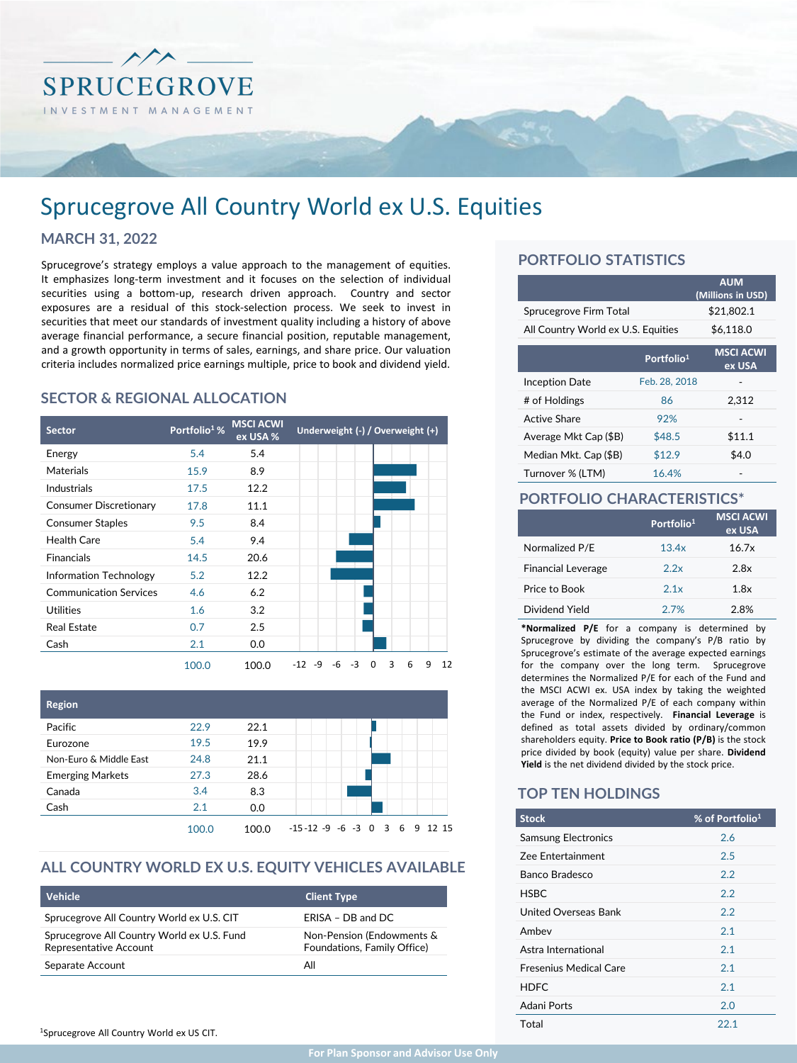SPRUCEGROVE

INVESTMENT MANAGEMENT

# Sprucegrove All Country World ex U.S. Equities

## MARCH 31, 2022

Sprucegrove's strategy employs a value approach to the management of equities. It emphasizes long-term investment and it focuses on the selection of individual securities using a bottom-up, research driven approach. Country and sector exposures are a residual of this stock-selection process. We seek to invest in securities that meet our standards of investment quality including a history of above average financial performance, a secure financial position, reputable management, and a growth opportunity in terms of sales, earnings, and share price. Our valuation criteria includes normalized price earnings multiple, price to book and dividend yield.

## SECTOR & REGIONAL ALLOCATION

| Sector | Portfolio[1] % | MSCI ACWI ex USA % |
|---|---|---|
| Energy | 5.4 | 5.4 |
| Materials | 15.9 | 8.9 |
| Industrials | 17.5 | 12.2 |
| Consumer Discretionary | 17.8 | 11.1 |
| Consumer Staples | 9.5 | 8.4 |
| Health Care | 5.4 | 9.4 |
| Financials | 14.5 | 20.6 |
| Information Technology | 5.2 | 12.2 |
| Communication Services | 4.6 | 6.2 |
| Utilities | 1.6 | 3.2 |
| Real Estate | 0.7 | 2.5 |
| Cash | 2.1 | 0.0 |
| | 100.0 | 100.0 |

| Region | Portfolio[1] % | MSCI ACWI ex USA % |
|---|---|---|
| Pacific | 22.9 | 22.1 |
| Eurozone | 19.5 | 19.9 |
| Non-Euro & Middle East | 24.8 | 21.1 |
| Emerging Markets | 27.3 | 28.6 |
| Canada | 3.4 | 8.3 |
| Cash | 2.1 | 0.0 |
| | 100.0 | 100.0 |

## ALL COUNTRY WORLD EX U.S. EQUITY VEHICLES AVAILABLE

| Vehicle | Client Type |
|---|---|
| Sprucegrove All Country World ex U.S. CIT | ERISA – DB and DC |
| Sprucegrove All Country World ex U.S. Fund Representative Account | Non-Pension (Endowments & Foundations, Family Office) |
| Separate Account | All |

[1]Sprucegrove All Country World ex US CIT.

## PORTFOLIO STATISTICS

| | AUM (Millions in USD) |
|---|---|
| Sprucegrove Firm Total | $21,802.1 |
| All Country World ex U.S. Equities | $6,118.0 |

| | Portfolio[1] | MSCI ACWI ex USA |
|---|---|---|
| Inception Date | Feb. 28, 2018 | - |
| # of Holdings | 86 | 2,312 |
| Active Share | 92% | - |
| Average Mkt Cap ($B) | $48.5 | $11.1 |
| Median Mkt. Cap ($B) | $12.9 | $4.0 |
| Turnover % (LTM) | 16.4% | - |

## PORTFOLIO CHARACTERISTICS*

| | Portfolio[1] | MSCI ACWI ex USA |
|---|---|---|
| Normalized P/E | 13.4x | 16.7x |
| Financial Leverage | 2.2x | 2.8x |
| Price to Book | 2.1x | 1.8x |
| Dividend Yield | 2.7% | 2.8% |

***Normalized P/E** for a company is determined by Sprucegrove by dividing the company's P/B ratio by Sprucegrove's estimate of the average expected earnings for the company over the long term. Sprucegrove determines the Normalized P/E for each of the Fund and the MSCI ACWI ex. USA index by taking the weighted average of the Normalized P/E of each company within the Fund or index, respectively. **Financial Leverage** is defined as total assets divided by ordinary/common shareholders equity. **Price to Book ratio (P/B)** is the stock price divided by book (equity) value per share. **Dividend Yield** is the net dividend divided by the stock price.

## TOP TEN HOLDINGS

| Stock | % of Portfolio[1] |
|---|---|
| Samsung Electronics | 2.6 |
| Zee Entertainment | 2.5 |
| Banco Bradesco | 2.2 |
| HSBC | 2.2 |
| United Overseas Bank | 2.2 |
| Ambev | 2.1 |
| Astra International | 2.1 |
| Fresenius Medical Care | 2.1 |
| HDFC | 2.1 |
| Adani Ports | 2.0 |
| Total | 22.1 |

For Plan Sponsor and Advisor Use Only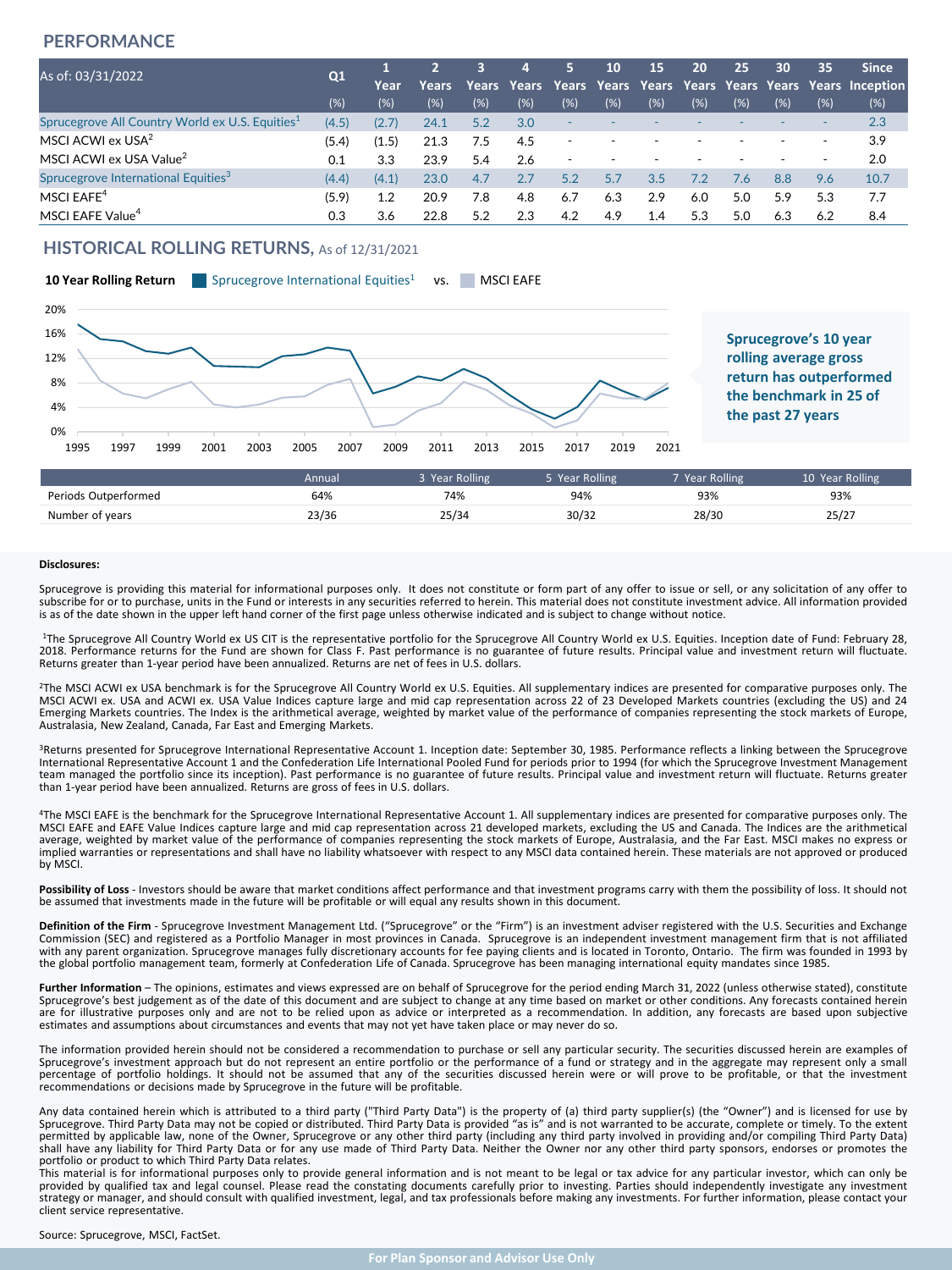## PERFORMANCE

| As of: 03/31/2022 | Q1 (%) | 1 Year (%) | 2 Years (%) | 3 Years (%) | 4 Years (%) | 5 Years (%) | 10 Years (%) | 15 Years (%) | 20 Years (%) | 25 Years (%) | 30 Years (%) | 35 Years (%) | Since Inception (%) |
|---|---|---|---|---|---|---|---|---|---|---|---|---|---|
| Sprucegrove All Country World ex U.S. Equities[1] | (4.5) | (2.7) | 24.1 | 5.2 | 3.0 | - | - | - | - | - | - | - | 2.3 |
| MSCI ACWI ex USA[2] | (5.4) | (1.5) | 21.3 | 7.5 | 4.5 | - | - | - | - | - | - | - | 3.9 |
| MSCI ACWI ex USA Value[2] | 0.1 | 3.3 | 23.9 | 5.4 | 2.6 | - | - | - | - | - | - | - | 2.0 |
| Sprucegrove International Equities[3] | (4.4) | (4.1) | 23.0 | 4.7 | 2.7 | 5.2 | 5.7 | 3.5 | 7.2 | 7.6 | 8.8 | 9.6 | 10.7 |
| MSCI EAFE[4] | (5.9) | 1.2 | 20.9 | 7.8 | 4.8 | 6.7 | 6.3 | 2.9 | 6.0 | 5.0 | 5.9 | 5.3 | 7.7 |
| MSCI EAFE Value[4] | 0.3 | 3.6 | 22.8 | 5.2 | 2.3 | 4.2 | 4.9 | 1.4 | 5.3 | 5.0 | 6.3 | 6.2 | 8.4 |

## HISTORICAL ROLLING RETURNS, As of 12/31/2021

**10 Year Rolling Return** Sprucegrove International Equities[1] vs. MSCI EAFE

20%
16%
12%
8%
4%
0%
1995 1997 1999 2001 2003 2005 2007 2009 2011 2013 2015 2017 2019 2021

**Sprucegrove's 10 year rolling average gross return has outperformed the benchmark in 25 of the past 27 years**

| | Annual | 3 Year Rolling | 5 Year Rolling | 7 Year Rolling | 10 Year Rolling |
|---|---|---|---|---|---|
| Periods Outperformed | 64% | 74% | 94% | 93% | 93% |
| Number of years | 23/36 | 25/34 | 30/32 | 28/30 | 25/27 |

**Disclosures:**

Sprucegrove is providing this material for informational purposes only. It does not constitute or form part of any offer to issue or sell, or any solicitation of any offer to subscribe for or to purchase, units in the Fund or interests in any securities referred to herein. This material does not constitute investment advice. All information provided is as of the date shown in the upper left hand corner of the first page unless otherwise indicated and is subject to change without notice.

[1]The Sprucegrove All Country World ex US CIT is the representative portfolio for the Sprucegrove All Country World ex U.S. Equities. Inception date of Fund: February 28, 2018. Performance returns for the Fund are shown for Class F. Past performance is no guarantee of future results. Principal value and investment return will fluctuate. Returns greater than 1-year period have been annualized. Returns are net of fees in U.S. dollars.

[2]The MSCI ACWI ex USA benchmark is for the Sprucegrove All Country World ex U.S. Equities. All supplementary indices are presented for comparative purposes only. The MSCI ACWI ex. USA and ACWI ex. USA Value Indices capture large and mid cap representation across 22 of 23 Developed Markets countries (excluding the US) and 24 Emerging Markets countries. The Index is the arithmetical average, weighted by market value of the performance of companies representing the stock markets of Europe, Australasia, New Zealand, Canada, Far East and Emerging Markets.

[3]Returns presented for Sprucegrove International Representative Account 1. Inception date: September 30, 1985. Performance reflects a linking between the Sprucegrove International Representative Account 1 and the Confederation Life International Pooled Fund for periods prior to 1994 (for which the Sprucegrove Investment Management team managed the portfolio since its inception). Past performance is no guarantee of future results. Principal value and investment return will fluctuate. Returns greater than 1-year period have been annualized. Returns are gross of fees in U.S. dollars.

[4]The MSCI EAFE is the benchmark for the Sprucegrove International Representative Account 1. All supplementary indices are presented for comparative purposes only. The MSCI EAFE and EAFE Value Indices capture large and mid cap representation across 21 developed markets, excluding the US and Canada. The Indices are the arithmetical average, weighted by market value of the performance of companies representing the stock markets of Europe, Australasia, and the Far East. MSCI makes no express or implied warranties or representations and shall have no liability whatsoever with respect to any MSCI data contained herein. These materials are not approved or produced by MSCI.

**Possibility of Loss** - Investors should be aware that market conditions affect performance and that investment programs carry with them the possibility of loss. It should not be assumed that investments made in the future will be profitable or will equal any results shown in this document.

**Definition of the Firm** - Sprucegrove Investment Management Ltd. ("Sprucegrove" or the "Firm") is an investment adviser registered with the U.S. Securities and Exchange Commission (SEC) and registered as a Portfolio Manager in most provinces in Canada. Sprucegrove is an independent investment management firm that is not affiliated with any parent organization. Sprucegrove manages fully discretionary accounts for fee paying clients and is located in Toronto, Ontario. The firm was founded in 1993 by the global portfolio management team, formerly at Confederation Life of Canada. Sprucegrove has been managing international equity mandates since 1985.

**Further Information** – The opinions, estimates and views expressed are on behalf of Sprucegrove for the period ending March 31, 2022 (unless otherwise stated), constitute Sprucegrove's best judgement as of the date of this document and are subject to change at any time based on market or other conditions. Any forecasts contained herein are for illustrative purposes only and are not to be relied upon as advice or interpreted as a recommendation. In addition, any forecasts are based upon subjective estimates and assumptions about circumstances and events that may not yet have taken place or may never do so.

The information provided herein should not be considered a recommendation to purchase or sell any particular security. The securities discussed herein are examples of Sprucegrove's investment approach but do not represent an entire portfolio or the performance of a fund or strategy and in the aggregate may represent only a small percentage of portfolio holdings. It should not be assumed that any of the securities discussed herein were or will prove to be profitable, or that the investment recommendations or decisions made by Sprucegrove in the future will be profitable.

Any data contained herein which is attributed to a third party ("Third Party Data") is the property of (a) third party supplier(s) (the "Owner") and is licensed for use by Sprucegrove. Third Party Data may not be copied or distributed. Third Party Data is provided "as is" and is not warranted to be accurate, complete or timely. To the extent permitted by applicable law, none of the Owner, Sprucegrove or any other third party (including any third party involved in providing and/or compiling Third Party Data) shall have any liability for Third Party Data or for any use made of Third Party Data. Neither the Owner nor any other third party sponsors, endorses or promotes the portfolio or product to which Third Party Data relates.
This material is for informational purposes only to provide general information and is not meant to be legal or tax advice for any particular investor, which can only be provided by qualified tax and legal counsel. Please read the constating documents carefully prior to investing. Parties should independently investigate any investment strategy or manager, and should consult with qualified investment, legal, and tax professionals before making any investments. For further information, please contact your client service representative.

Source: Sprucegrove, MSCI, FactSet.

For Plan Sponsor and Advisor Use Only